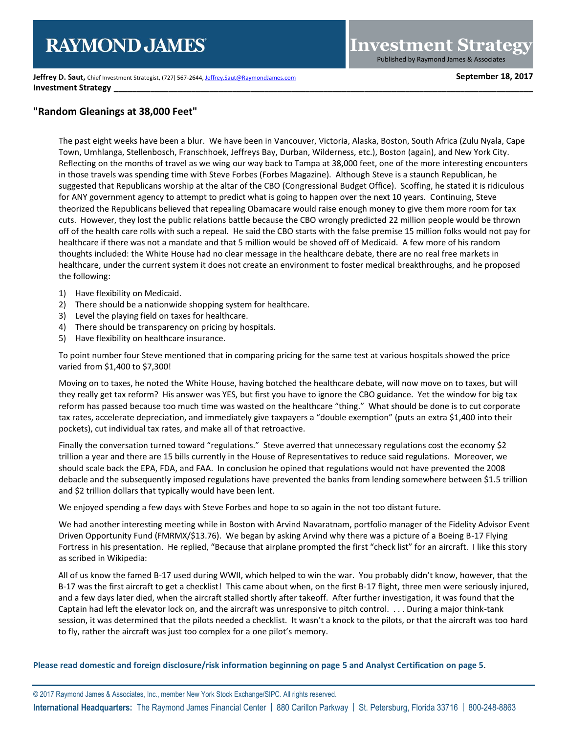**Jeffrey D. Saut,** Chief Investment Strategist, (727) 567-2644, Jeffrey.Saut@RaymondJames.com

**September 18, 2017**

**Investment Strategy**

## "Random Gleanings at 38,000 Feet"

The past eight weeks have been a blur. We have been in Vancouver, Victoria, Alaska, Boston, South Africa (Zulu Nyala, Cape Town, Umhlanga, Stellenbosch, Franschhoek, Jeffreys Bay, Durban, Wilderness, etc.), Boston (again), and New York City. Reflecting on the months of travel as we wing our way back to Tampa at 38,000 feet, one of the more interesting encounters in those travels was spending time with Steve Forbes (Forbes Magazine). Although Steve is a staunch Republican, he suggested that Republicans worship at the altar of the CBO (Congressional Budget Office). Scoffing, he stated it is ridiculous for ANY government agency to attempt to predict what is going to happen over the next 10 years. Continuing, Steve theorized the Republicans believed that repealing Obamacare would raise enough money to give them more room for tax cuts. However, they lost the public relations battle because the CBO wrongly predicted 22 million people would be thrown off of the health care rolls with such a repeal. He said the CBO starts with the false premise 15 million folks would not pay for healthcare if there was not a mandate and that 5 million would be shoved off of Medicaid. A few more of his random thoughts included: the White House had no clear message in the healthcare debate, there are no real free markets in healthcare, under the current system it does not create an environment to foster medical breakthroughs, and he proposed the following:

1) Have flexibility on Medicaid.
2) There should be a nationwide shopping system for healthcare.
3) Level the playing field on taxes for healthcare.
4) There should be transparency on pricing by hospitals.
5) Have flexibility on healthcare insurance.

To point number four Steve mentioned that in comparing pricing for the same test at various hospitals showed the price varied from $1,400 to $7,300!

Moving on to taxes, he noted the White House, having botched the healthcare debate, will now move on to taxes, but will they really get tax reform? His answer was YES, but first you have to ignore the CBO guidance. Yet the window for big tax reform has passed because too much time was wasted on the healthcare "thing." What should be done is to cut corporate tax rates, accelerate depreciation, and immediately give taxpayers a "double exemption" (puts an extra $1,400 into their pockets), cut individual tax rates, and make all of that retroactive.

Finally the conversation turned toward "regulations." Steve averred that unnecessary regulations cost the economy $2 trillion a year and there are 15 bills currently in the House of Representatives to reduce said regulations. Moreover, we should scale back the EPA, FDA, and FAA. In conclusion he opined that regulations would not have prevented the 2008 debacle and the subsequently imposed regulations have prevented the banks from lending somewhere between $1.5 trillion and $2 trillion dollars that typically would have been lent.

We enjoyed spending a few days with Steve Forbes and hope to so again in the not too distant future.

We had another interesting meeting while in Boston with Arvind Navaratnam, portfolio manager of the Fidelity Advisor Event Driven Opportunity Fund (FMRMX/$13.76). We began by asking Arvind why there was a picture of a Boeing B-17 Flying Fortress in his presentation. He replied, "Because that airplane prompted the first "check list" for an aircraft. I like this story as scribed in Wikipedia:

All of us know the famed B-17 used during WWII, which helped to win the war. You probably didn't know, however, that the B-17 was the first aircraft to get a checklist! This came about when, on the first B-17 flight, three men were seriously injured, and a few days later died, when the aircraft stalled shortly after takeoff. After further investigation, it was found that the Captain had left the elevator lock on, and the aircraft was unresponsive to pitch control. . . . During a major think-tank session, it was determined that the pilots needed a checklist. It wasn't a knock to the pilots, or that the aircraft was too hard to fly, rather the aircraft was just too complex for a one pilot's memory.

**Please read domestic and foreign disclosure/risk information beginning on page 5 and Analyst Certification on page 5.**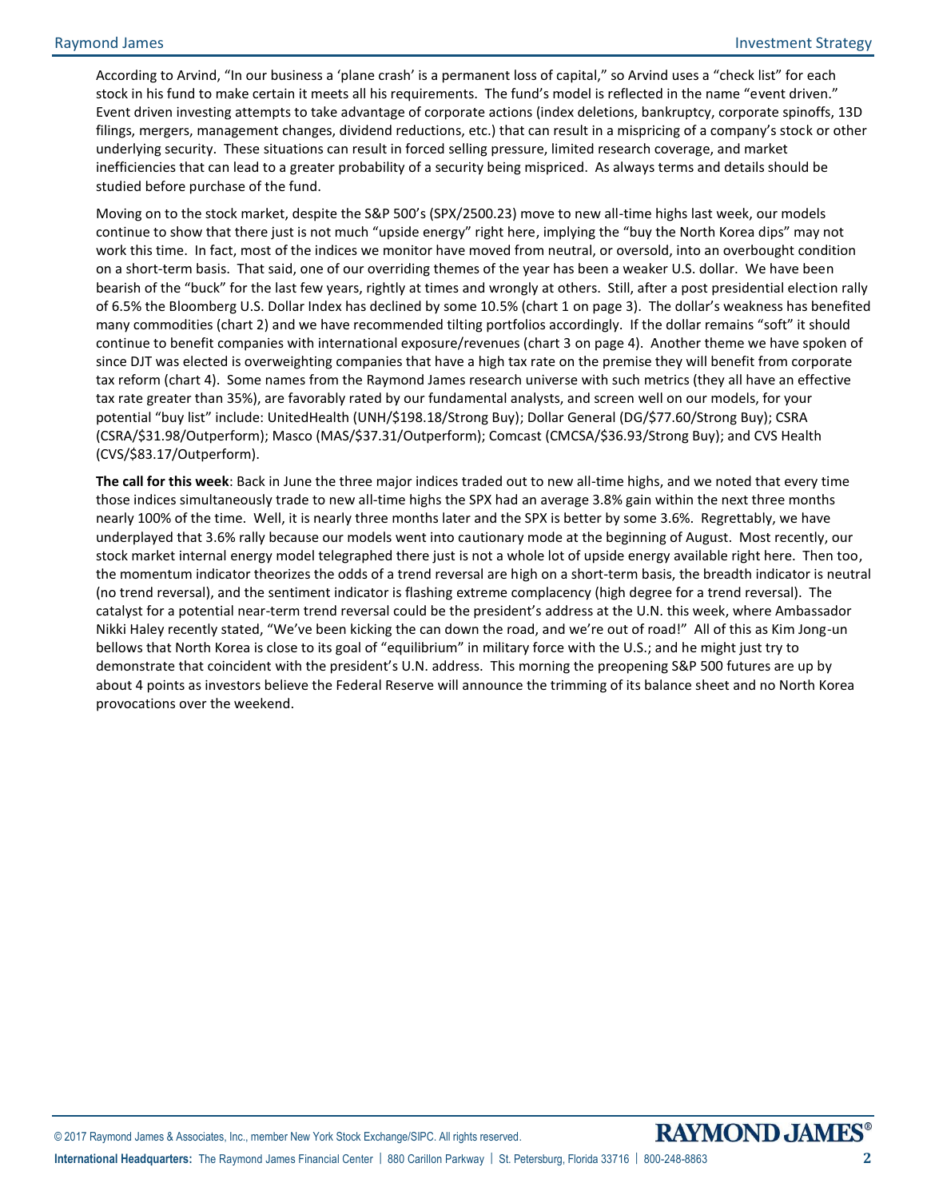According to Arvind, "In our business a 'plane crash' is a permanent loss of capital," so Arvind uses a "check list" for each stock in his fund to make certain it meets all his requirements. The fund's model is reflected in the name "event driven." Event driven investing attempts to take advantage of corporate actions (index deletions, bankruptcy, corporate spinoffs, 13D filings, mergers, management changes, dividend reductions, etc.) that can result in a mispricing of a company's stock or other underlying security. These situations can result in forced selling pressure, limited research coverage, and market inefficiencies that can lead to a greater probability of a security being mispriced. As always terms and details should be studied before purchase of the fund.

Moving on to the stock market, despite the S&P 500's (SPX/2500.23) move to new all-time highs last week, our models continue to show that there just is not much "upside energy" right here, implying the "buy the North Korea dips" may not work this time. In fact, most of the indices we monitor have moved from neutral, or oversold, into an overbought condition on a short-term basis. That said, one of our overriding themes of the year has been a weaker U.S. dollar. We have been bearish of the "buck" for the last few years, rightly at times and wrongly at others. Still, after a post presidential election rally of 6.5% the Bloomberg U.S. Dollar Index has declined by some 10.5% (chart 1 on page 3). The dollar's weakness has benefited many commodities (chart 2) and we have recommended tilting portfolios accordingly. If the dollar remains "soft" it should continue to benefit companies with international exposure/revenues (chart 3 on page 4). Another theme we have spoken of since DJT was elected is overweighting companies that have a high tax rate on the premise they will benefit from corporate tax reform (chart 4). Some names from the Raymond James research universe with such metrics (they all have an effective tax rate greater than 35%), are favorably rated by our fundamental analysts, and screen well on our models, for your potential "buy list" include: UnitedHealth (UNH/$198.18/Strong Buy); Dollar General (DG/$77.60/Strong Buy); CSRA (CSRA/$31.98/Outperform); Masco (MAS/$37.31/Outperform); Comcast (CMCSA/$36.93/Strong Buy); and CVS Health (CVS/$83.17/Outperform).

**The call for this week**: Back in June the three major indices traded out to new all-time highs, and we noted that every time those indices simultaneously trade to new all-time highs the SPX had an average 3.8% gain within the next three months nearly 100% of the time. Well, it is nearly three months later and the SPX is better by some 3.6%. Regrettably, we have underplayed that 3.6% rally because our models went into cautionary mode at the beginning of August. Most recently, our stock market internal energy model telegraphed there just is not a whole lot of upside energy available right here. Then too, the momentum indicator theorizes the odds of a trend reversal are high on a short-term basis, the breadth indicator is neutral (no trend reversal), and the sentiment indicator is flashing extreme complacency (high degree for a trend reversal). The catalyst for a potential near-term trend reversal could be the president's address at the U.N. this week, where Ambassador Nikki Haley recently stated, "We've been kicking the can down the road, and we're out of road!" All of this as Kim Jong-un bellows that North Korea is close to its goal of "equilibrium" in military force with the U.S.; and he might just try to demonstrate that coincident with the president's U.N. address. This morning the preopening S&P 500 futures are up by about 4 points as investors believe the Federal Reserve will announce the trimming of its balance sheet and no North Korea provocations over the weekend.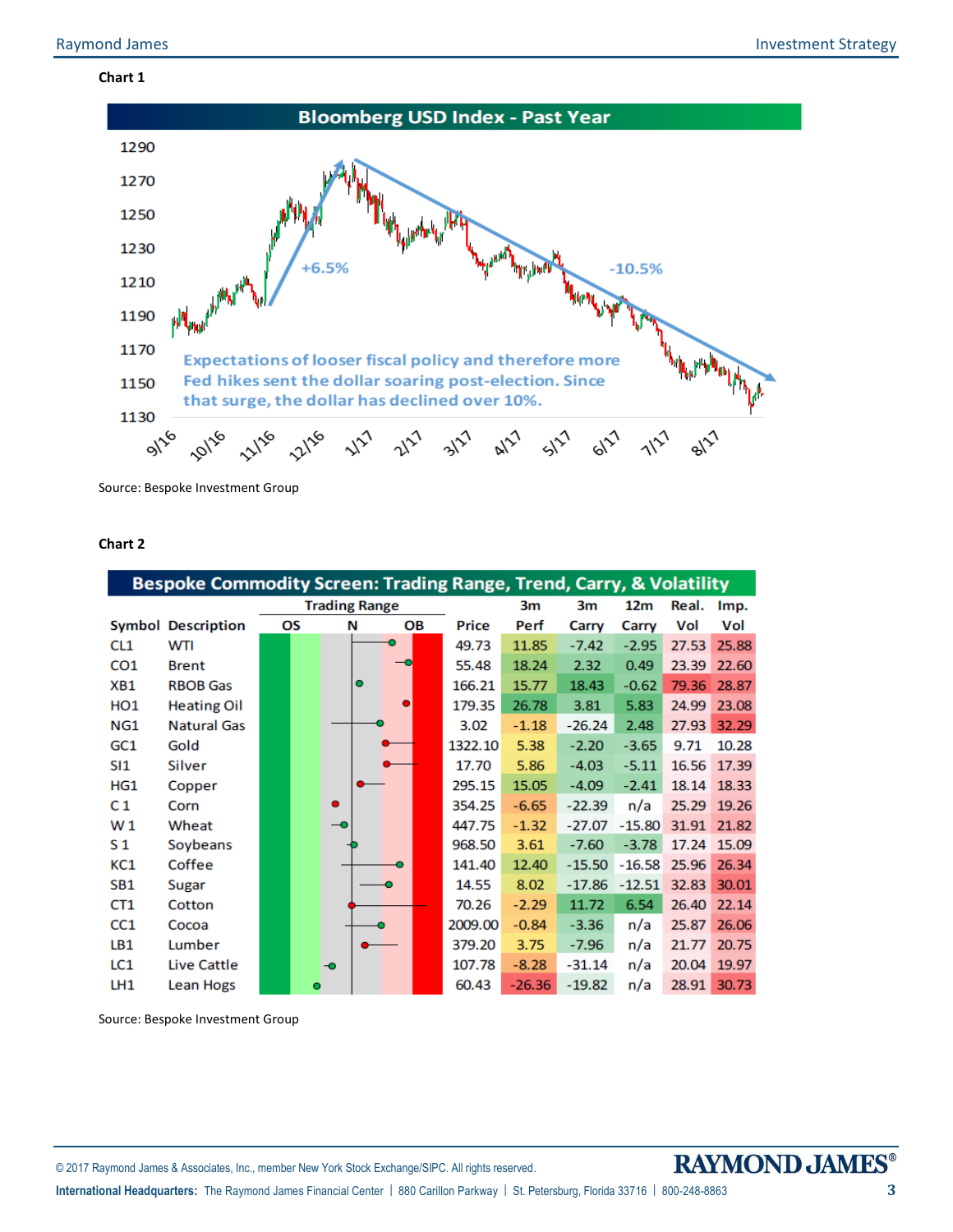**Chart 1**

**Bloomberg USD Index - Past Year**

+6.5%

-10.5%

Expectations of looser fiscal policy and therefore more Fed hikes sent the dollar soaring post-election. Since that surge, the dollar has declined over 10%.

Source: Bespoke Investment Group

**Chart 2**

**Bespoke Commodity Screen: Trading Range, Trend, Carry, & Volatility**

| Symbol | Description | Price | 3m Perf | 3m Carry | 12m Carry | Real. Vol | Imp. Vol |
|---|---|---|---|---|---|---|---|
| CL1 | WTI | 49.73 | 11.85 | -7.42 | -2.95 | 27.53 | 25.88 |
| CO1 | Brent | 55.48 | 18.24 | 2.32 | 0.49 | 23.39 | 22.60 |
| XB1 | RBOB Gas | 166.21 | 15.77 | 18.43 | -0.62 | 79.36 | 28.87 |
| HO1 | Heating Oil | 179.35 | 26.78 | 3.81 | 5.83 | 24.99 | 23.08 |
| NG1 | Natural Gas | 3.02 | -1.18 | -26.24 | 2.48 | 27.93 | 32.29 |
| GC1 | Gold | 1322.10 | 5.38 | -2.20 | -3.65 | 9.71 | 10.28 |
| SI1 | Silver | 17.70 | 5.86 | -4.03 | -5.11 | 16.56 | 17.39 |
| HG1 | Copper | 295.15 | 15.05 | -4.09 | -2.41 | 18.14 | 18.33 |
| C 1 | Corn | 354.25 | -6.65 | -22.39 | n/a | 25.29 | 19.26 |
| W 1 | Wheat | 447.75 | -1.32 | -27.07 | -15.80 | 31.91 | 21.82 |
| S 1 | Soybeans | 968.50 | 3.61 | -7.60 | -3.78 | 17.24 | 15.09 |
| KC1 | Coffee | 141.40 | 12.40 | -15.50 | -16.58 | 25.96 | 26.34 |
| SB1 | Sugar | 14.55 | 8.02 | -17.86 | -12.51 | 32.83 | 30.01 |
| CT1 | Cotton | 70.26 | -2.29 | 11.72 | 6.54 | 26.40 | 22.14 |
| CC1 | Cocoa | 2009.00 | -0.84 | -3.36 | n/a | 25.87 | 26.06 |
| LB1 | Lumber | 379.20 | 3.75 | -7.96 | n/a | 21.77 | 20.75 |
| LC1 | Live Cattle | 107.78 | -8.28 | -31.14 | n/a | 20.04 | 19.97 |
| LH1 | Lean Hogs | 60.43 | -26.36 | -19.82 | n/a | 28.91 | 30.73 |

Source: Bespoke Investment Group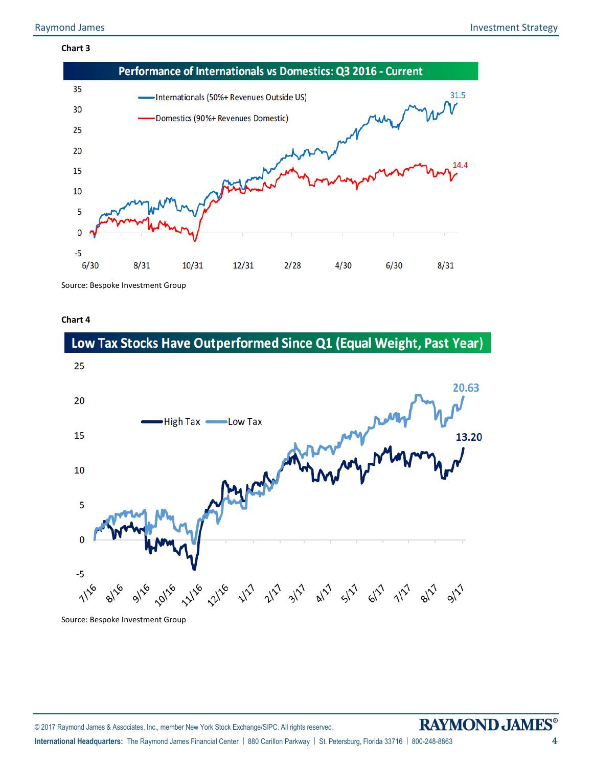**Chart 3**

**Performance of Internationals vs Domestics: Q3 2016 - Current**

- Internationals (50%+ Revenues Outside US): 31.5
- Domestics (90%+ Revenues Domestic): 14.4

Source: Bespoke Investment Group

**Chart 4**

**Low Tax Stocks Have Outperformed Since Q1 (Equal Weight, Past Year)**

- High Tax: 13.20
- Low Tax: 20.63

Source: Bespoke Investment Group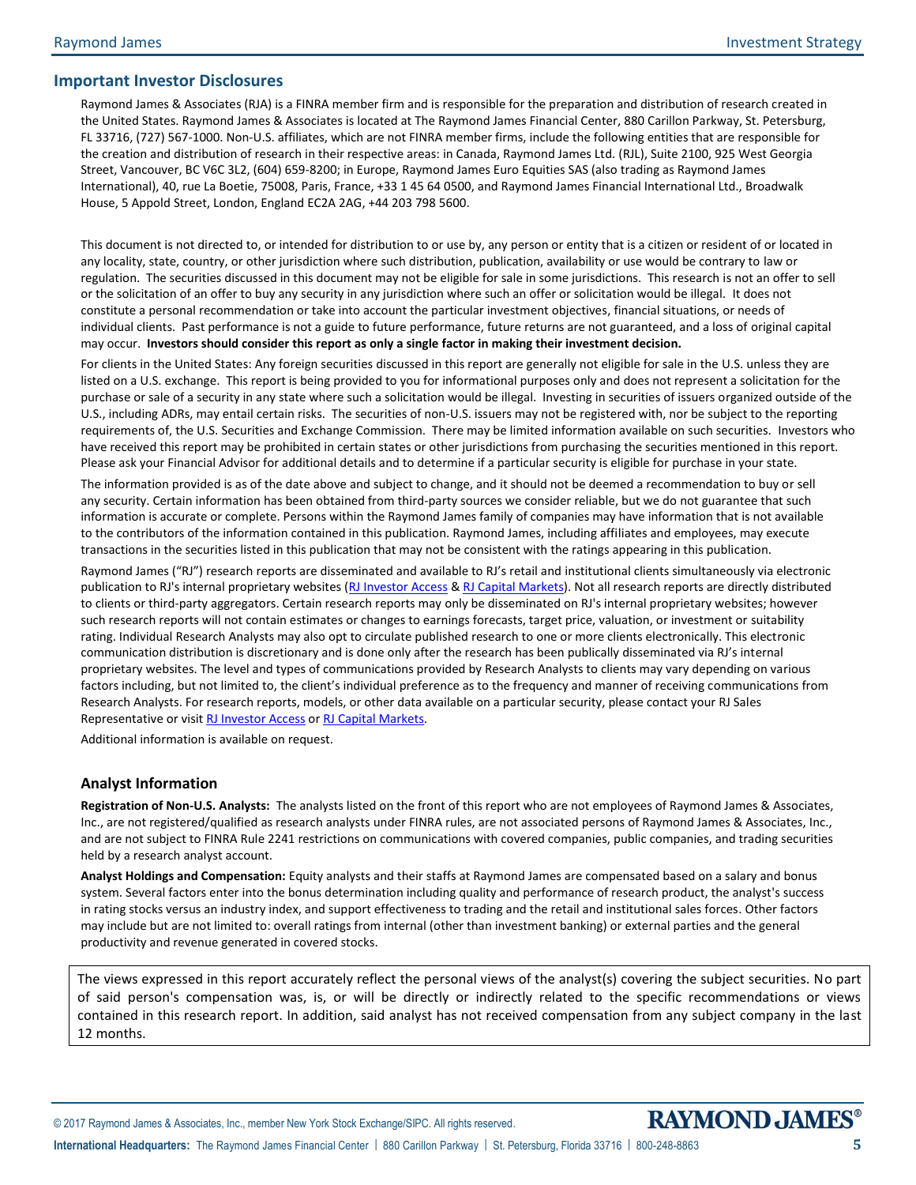## Important Investor Disclosures

Raymond James & Associates (RJA) is a FINRA member firm and is responsible for the preparation and distribution of research created in the United States. Raymond James & Associates is located at The Raymond James Financial Center, 880 Carillon Parkway, St. Petersburg, FL 33716, (727) 567-1000. Non-U.S. affiliates, which are not FINRA member firms, include the following entities that are responsible for the creation and distribution of research in their respective areas: in Canada, Raymond James Ltd. (RJL), Suite 2100, 925 West Georgia Street, Vancouver, BC V6C 3L2, (604) 659-8200; in Europe, Raymond James Euro Equities SAS (also trading as Raymond James International), 40, rue La Boetie, 75008, Paris, France, +33 1 45 64 0500, and Raymond James Financial International Ltd., Broadwalk House, 5 Appold Street, London, England EC2A 2AG, +44 203 798 5600.

This document is not directed to, or intended for distribution to or use by, any person or entity that is a citizen or resident of or located in any locality, state, country, or other jurisdiction where such distribution, publication, availability or use would be contrary to law or regulation. The securities discussed in this document may not be eligible for sale in some jurisdictions. This research is not an offer to sell or the solicitation of an offer to buy any security in any jurisdiction where such an offer or solicitation would be illegal. It does not constitute a personal recommendation or take into account the particular investment objectives, financial situations, or needs of individual clients. Past performance is not a guide to future performance, future returns are not guaranteed, and a loss of original capital may occur. **Investors should consider this report as only a single factor in making their investment decision.**

For clients in the United States: Any foreign securities discussed in this report are generally not eligible for sale in the U.S. unless they are listed on a U.S. exchange. This report is being provided to you for informational purposes only and does not represent a solicitation for the purchase or sale of a security in any state where such a solicitation would be illegal. Investing in securities of issuers organized outside of the U.S., including ADRs, may entail certain risks. The securities of non-U.S. issuers may not be registered with, nor be subject to the reporting requirements of, the U.S. Securities and Exchange Commission. There may be limited information available on such securities. Investors who have received this report may be prohibited in certain states or other jurisdictions from purchasing the securities mentioned in this report. Please ask your Financial Advisor for additional details and to determine if a particular security is eligible for purchase in your state.

The information provided is as of the date above and subject to change, and it should not be deemed a recommendation to buy or sell any security. Certain information has been obtained from third-party sources we consider reliable, but we do not guarantee that such information is accurate or complete. Persons within the Raymond James family of companies may have information that is not available to the contributors of the information contained in this publication. Raymond James, including affiliates and employees, may execute transactions in the securities listed in this publication that may not be consistent with the ratings appearing in this publication.

Raymond James ("RJ") research reports are disseminated and available to RJ's retail and institutional clients simultaneously via electronic publication to RJ's internal proprietary websites (RJ Investor Access & RJ Capital Markets). Not all research reports are directly distributed to clients or third-party aggregators. Certain research reports may only be disseminated on RJ's internal proprietary websites; however such research reports will not contain estimates or changes to earnings forecasts, target price, valuation, or investment or suitability rating. Individual Research Analysts may also opt to circulate published research to one or more clients electronically. This electronic communication distribution is discretionary and is done only after the research has been publically disseminated via RJ's internal proprietary websites. The level and types of communications provided by Research Analysts to clients may vary depending on various factors including, but not limited to, the client's individual preference as to the frequency and manner of receiving communications from Research Analysts. For research reports, models, or other data available on a particular security, please contact your RJ Sales Representative or visit RJ Investor Access or RJ Capital Markets.

Additional information is available on request.

### Analyst Information

**Registration of Non-U.S. Analysts:** The analysts listed on the front of this report who are not employees of Raymond James & Associates, Inc., are not registered/qualified as research analysts under FINRA rules, are not associated persons of Raymond James & Associates, Inc., and are not subject to FINRA Rule 2241 restrictions on communications with covered companies, public companies, and trading securities held by a research analyst account.

**Analyst Holdings and Compensation:** Equity analysts and their staffs at Raymond James are compensated based on a salary and bonus system. Several factors enter into the bonus determination including quality and performance of research product, the analyst's success in rating stocks versus an industry index, and support effectiveness to trading and the retail and institutional sales forces. Other factors may include but are not limited to: overall ratings from internal (other than investment banking) or external parties and the general productivity and revenue generated in covered stocks.

The views expressed in this report accurately reflect the personal views of the analyst(s) covering the subject securities. No part of said person's compensation was, is, or will be directly or indirectly related to the specific recommendations or views contained in this research report. In addition, said analyst has not received compensation from any subject company in the last 12 months.

© 2017 Raymond James & Associates, Inc., member New York Stock Exchange/SIPC. All rights reserved.

**International Headquarters:** The Raymond James Financial Center | 880 Carillon Parkway | St. Petersburg, Florida 33716 | 800-248-8863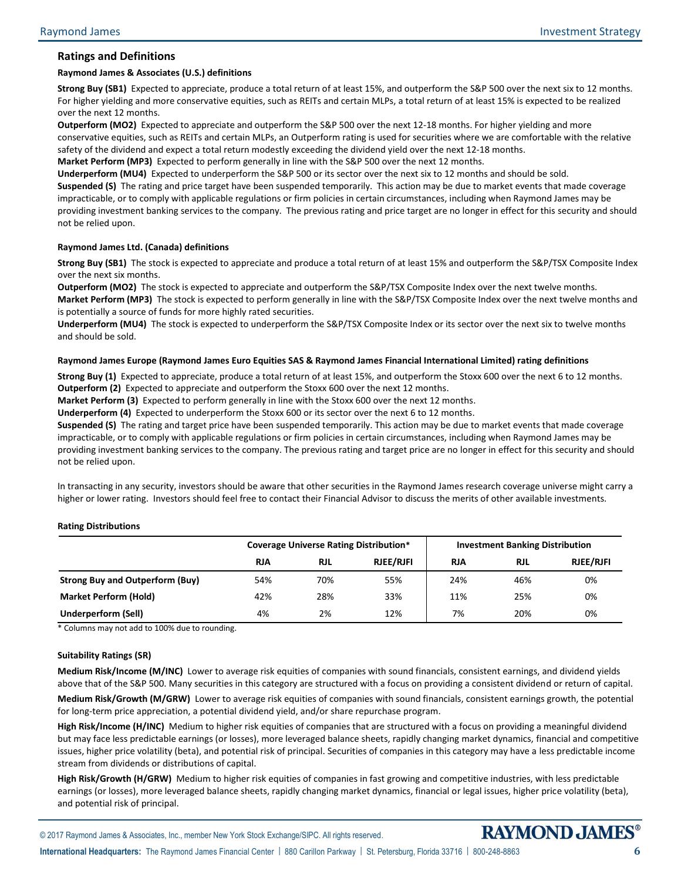## Ratings and Definitions

**Raymond James & Associates (U.S.) definitions**

**Strong Buy (SB1)** Expected to appreciate, produce a total return of at least 15%, and outperform the S&P 500 over the next six to 12 months. For higher yielding and more conservative equities, such as REITs and certain MLPs, a total return of at least 15% is expected to be realized over the next 12 months.

**Outperform (MO2)** Expected to appreciate and outperform the S&P 500 over the next 12-18 months. For higher yielding and more conservative equities, such as REITs and certain MLPs, an Outperform rating is used for securities where we are comfortable with the relative safety of the dividend and expect a total return modestly exceeding the dividend yield over the next 12-18 months.

**Market Perform (MP3)** Expected to perform generally in line with the S&P 500 over the next 12 months.

**Underperform (MU4)** Expected to underperform the S&P 500 or its sector over the next six to 12 months and should be sold.

**Suspended (S)** The rating and price target have been suspended temporarily. This action may be due to market events that made coverage impracticable, or to comply with applicable regulations or firm policies in certain circumstances, including when Raymond James may be providing investment banking services to the company. The previous rating and price target are no longer in effect for this security and should not be relied upon.

**Raymond James Ltd. (Canada) definitions**

**Strong Buy (SB1)** The stock is expected to appreciate and produce a total return of at least 15% and outperform the S&P/TSX Composite Index over the next six months.

**Outperform (MO2)** The stock is expected to appreciate and outperform the S&P/TSX Composite Index over the next twelve months.

**Market Perform (MP3)** The stock is expected to perform generally in line with the S&P/TSX Composite Index over the next twelve months and is potentially a source of funds for more highly rated securities.

**Underperform (MU4)** The stock is expected to underperform the S&P/TSX Composite Index or its sector over the next six to twelve months and should be sold.

**Raymond James Europe (Raymond James Euro Equities SAS & Raymond James Financial International Limited) rating definitions**

**Strong Buy (1)** Expected to appreciate, produce a total return of at least 15%, and outperform the Stoxx 600 over the next 6 to 12 months.

**Outperform (2)** Expected to appreciate and outperform the Stoxx 600 over the next 12 months.

**Market Perform (3)** Expected to perform generally in line with the Stoxx 600 over the next 12 months.

**Underperform (4)** Expected to underperform the Stoxx 600 or its sector over the next 6 to 12 months.

**Suspended (S)** The rating and target price have been suspended temporarily. This action may be due to market events that made coverage impracticable, or to comply with applicable regulations or firm policies in certain circumstances, including when Raymond James may be providing investment banking services to the company. The previous rating and target price are no longer in effect for this security and should not be relied upon.

In transacting in any security, investors should be aware that other securities in the Raymond James research coverage universe might carry a higher or lower rating. Investors should feel free to contact their Financial Advisor to discuss the merits of other available investments.

**Rating Distributions**

| | Coverage Universe Rating Distribution* | | | Investment Banking Distribution | | |
|---|---|---|---|---|---|---|
| | **RJA** | **RJL** | **RJEE/RJFI** | **RJA** | **RJL** | **RJEE/RJFI** |
| **Strong Buy and Outperform (Buy)** | 54% | 70% | 55% | 24% | 46% | 0% |
| **Market Perform (Hold)** | 42% | 28% | 33% | 11% | 25% | 0% |
| **Underperform (Sell)** | 4% | 2% | 12% | 7% | 20% | 0% |

\* Columns may not add to 100% due to rounding.

**Suitability Ratings (SR)**

**Medium Risk/Income (M/INC)** Lower to average risk equities of companies with sound financials, consistent earnings, and dividend yields above that of the S&P 500. Many securities in this category are structured with a focus on providing a consistent dividend or return of capital.

**Medium Risk/Growth (M/GRW)** Lower to average risk equities of companies with sound financials, consistent earnings growth, the potential for long-term price appreciation, a potential dividend yield, and/or share repurchase program.

**High Risk/Income (H/INC)** Medium to higher risk equities of companies that are structured with a focus on providing a meaningful dividend but may face less predictable earnings (or losses), more leveraged balance sheets, rapidly changing market dynamics, financial and competitive issues, higher price volatility (beta), and potential risk of principal. Securities of companies in this category may have a less predictable income stream from dividends or distributions of capital.

**High Risk/Growth (H/GRW)** Medium to higher risk equities of companies in fast growing and competitive industries, with less predictable earnings (or losses), more leveraged balance sheets, rapidly changing market dynamics, financial or legal issues, higher price volatility (beta), and potential risk of principal.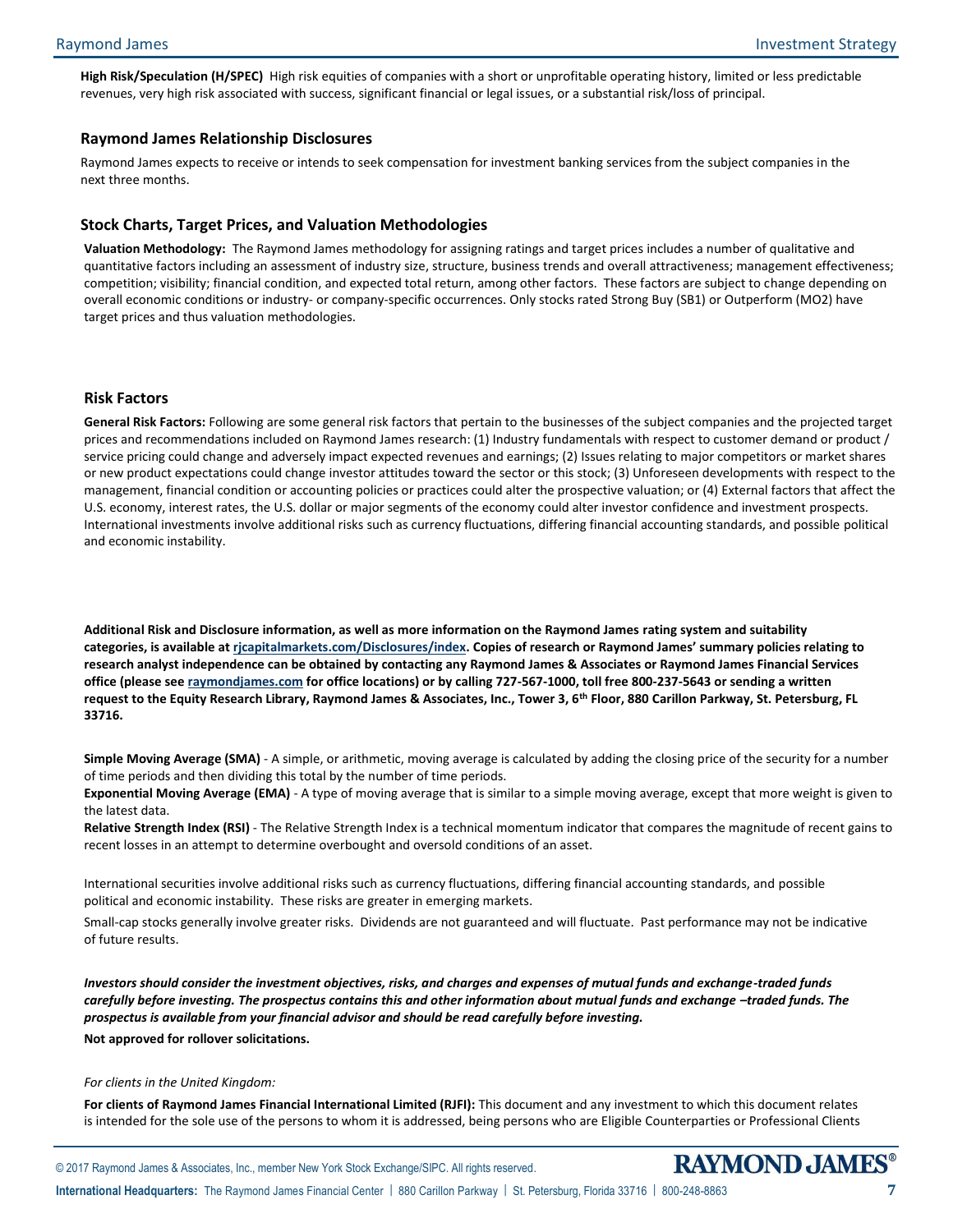**High Risk/Speculation (H/SPEC)** High risk equities of companies with a short or unprofitable operating history, limited or less predictable revenues, very high risk associated with success, significant financial or legal issues, or a substantial risk/loss of principal.

## Raymond James Relationship Disclosures

Raymond James expects to receive or intends to seek compensation for investment banking services from the subject companies in the next three months.

## Stock Charts, Target Prices, and Valuation Methodologies

**Valuation Methodology:** The Raymond James methodology for assigning ratings and target prices includes a number of qualitative and quantitative factors including an assessment of industry size, structure, business trends and overall attractiveness; management effectiveness; competition; visibility; financial condition, and expected total return, among other factors. These factors are subject to change depending on overall economic conditions or industry- or company-specific occurrences. Only stocks rated Strong Buy (SB1) or Outperform (MO2) have target prices and thus valuation methodologies.

## Risk Factors

**General Risk Factors:** Following are some general risk factors that pertain to the businesses of the subject companies and the projected target prices and recommendations included on Raymond James research: (1) Industry fundamentals with respect to customer demand or product / service pricing could change and adversely impact expected revenues and earnings; (2) Issues relating to major competitors or market shares or new product expectations could change investor attitudes toward the sector or this stock; (3) Unforeseen developments with respect to the management, financial condition or accounting policies or practices could alter the prospective valuation; or (4) External factors that affect the U.S. economy, interest rates, the U.S. dollar or major segments of the economy could alter investor confidence and investment prospects. International investments involve additional risks such as currency fluctuations, differing financial accounting standards, and possible political and economic instability.

**Additional Risk and Disclosure information, as well as more information on the Raymond James rating system and suitability categories, is available at rjcapitalmarkets.com/Disclosures/index. Copies of research or Raymond James' summary policies relating to research analyst independence can be obtained by contacting any Raymond James & Associates or Raymond James Financial Services office (please see raymondjames.com for office locations) or by calling 727-567-1000, toll free 800-237-5643 or sending a written request to the Equity Research Library, Raymond James & Associates, Inc., Tower 3, 6th Floor, 880 Carillon Parkway, St. Petersburg, FL 33716.**

**Simple Moving Average (SMA)** - A simple, or arithmetic, moving average is calculated by adding the closing price of the security for a number of time periods and then dividing this total by the number of time periods.
**Exponential Moving Average (EMA)** - A type of moving average that is similar to a simple moving average, except that more weight is given to the latest data.
**Relative Strength Index (RSI)** - The Relative Strength Index is a technical momentum indicator that compares the magnitude of recent gains to recent losses in an attempt to determine overbought and oversold conditions of an asset.

International securities involve additional risks such as currency fluctuations, differing financial accounting standards, and possible political and economic instability. These risks are greater in emerging markets.

Small-cap stocks generally involve greater risks. Dividends are not guaranteed and will fluctuate. Past performance may not be indicative of future results.

***Investors should consider the investment objectives, risks, and charges and expenses of mutual funds and exchange-traded funds carefully before investing. The prospectus contains this and other information about mutual funds and exchange –traded funds. The prospectus is available from your financial advisor and should be read carefully before investing.***

**Not approved for rollover solicitations.**

*For clients in the United Kingdom:*

**For clients of Raymond James Financial International Limited (RJFI):** This document and any investment to which this document relates is intended for the sole use of the persons to whom it is addressed, being persons who are Eligible Counterparties or Professional Clients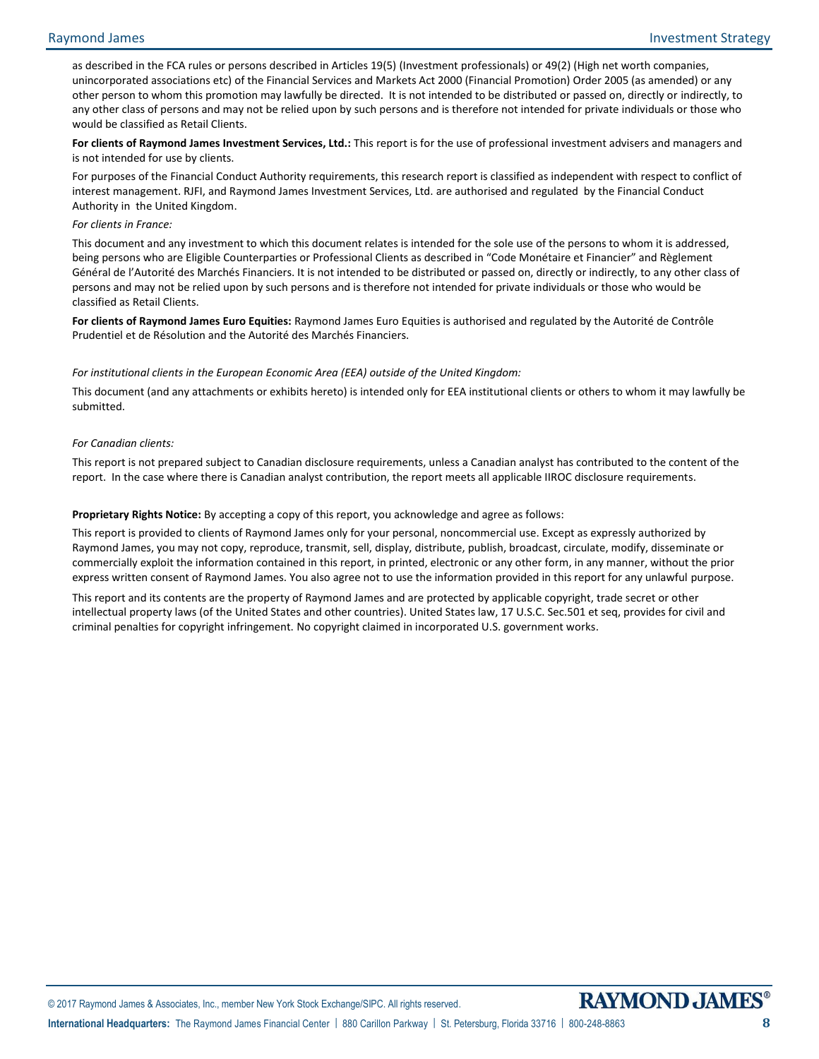as described in the FCA rules or persons described in Articles 19(5) (Investment professionals) or 49(2) (High net worth companies, unincorporated associations etc) of the Financial Services and Markets Act 2000 (Financial Promotion) Order 2005 (as amended) or any other person to whom this promotion may lawfully be directed. It is not intended to be distributed or passed on, directly or indirectly, to any other class of persons and may not be relied upon by such persons and is therefore not intended for private individuals or those who would be classified as Retail Clients.

**For clients of Raymond James Investment Services, Ltd.:** This report is for the use of professional investment advisers and managers and is not intended for use by clients.

For purposes of the Financial Conduct Authority requirements, this research report is classified as independent with respect to conflict of interest management. RJFI, and Raymond James Investment Services, Ltd. are authorised and regulated by the Financial Conduct Authority in the United Kingdom.

*For clients in France:*

This document and any investment to which this document relates is intended for the sole use of the persons to whom it is addressed, being persons who are Eligible Counterparties or Professional Clients as described in "Code Monétaire et Financier" and Règlement Général de l'Autorité des Marchés Financiers. It is not intended to be distributed or passed on, directly or indirectly, to any other class of persons and may not be relied upon by such persons and is therefore not intended for private individuals or those who would be classified as Retail Clients.

**For clients of Raymond James Euro Equities:** Raymond James Euro Equities is authorised and regulated by the Autorité de Contrôle Prudentiel et de Résolution and the Autorité des Marchés Financiers.

*For institutional clients in the European Economic Area (EEA) outside of the United Kingdom:*

This document (and any attachments or exhibits hereto) is intended only for EEA institutional clients or others to whom it may lawfully be submitted.

*For Canadian clients:*

This report is not prepared subject to Canadian disclosure requirements, unless a Canadian analyst has contributed to the content of the report. In the case where there is Canadian analyst contribution, the report meets all applicable IIROC disclosure requirements.

**Proprietary Rights Notice:** By accepting a copy of this report, you acknowledge and agree as follows:

This report is provided to clients of Raymond James only for your personal, noncommercial use. Except as expressly authorized by Raymond James, you may not copy, reproduce, transmit, sell, display, distribute, publish, broadcast, circulate, modify, disseminate or commercially exploit the information contained in this report, in printed, electronic or any other form, in any manner, without the prior express written consent of Raymond James. You also agree not to use the information provided in this report for any unlawful purpose.

This report and its contents are the property of Raymond James and are protected by applicable copyright, trade secret or other intellectual property laws (of the United States and other countries). United States law, 17 U.S.C. Sec.501 et seq, provides for civil and criminal penalties for copyright infringement. No copyright claimed in incorporated U.S. government works.